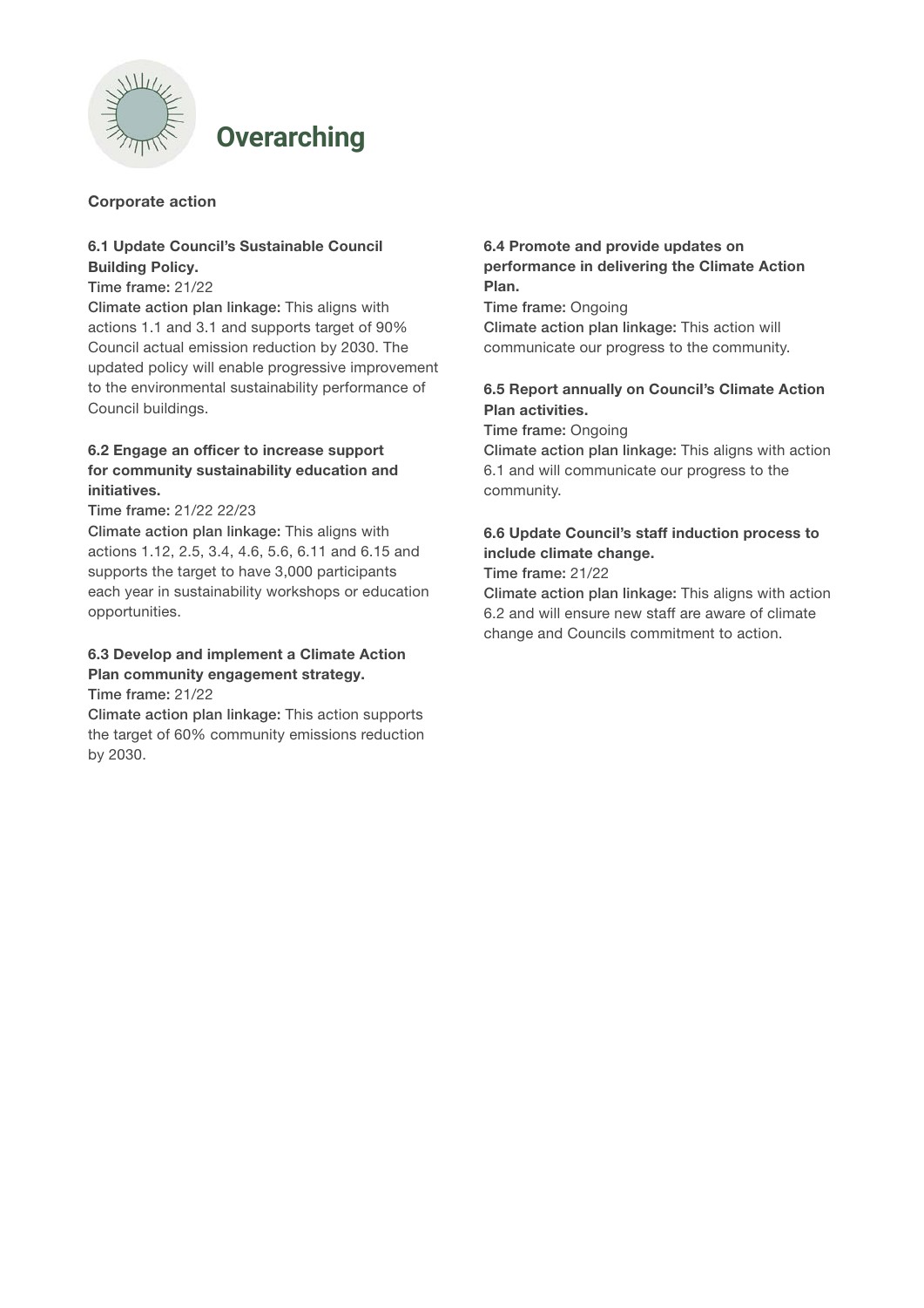# Overarching

**Corporate action**

**6.1 Update Council's Sustainable Council Building Policy.**
**Time frame:** 21/22
**Climate action plan linkage:** This aligns with actions 1.1 and 3.1 and supports target of 90% Council actual emission reduction by 2030. The updated policy will enable progressive improvement to the environmental sustainability performance of Council buildings.

**6.2 Engage an officer to increase support for community sustainability education and initiatives.**
**Time frame:** 21/22 22/23
**Climate action plan linkage:** This aligns with actions 1.12, 2.5, 3.4, 4.6, 5.6, 6.11 and 6.15 and supports the target to have 3,000 participants each year in sustainability workshops or education opportunities.

**6.3 Develop and implement a Climate Action Plan community engagement strategy.**
**Time frame:** 21/22
**Climate action plan linkage:** This action supports the target of 60% community emissions reduction by 2030.

**6.4 Promote and provide updates on performance in delivering the Climate Action Plan.**
**Time frame:** Ongoing
**Climate action plan linkage:** This action will communicate our progress to the community.

**6.5 Report annually on Council's Climate Action Plan activities.**
**Time frame:** Ongoing
**Climate action plan linkage:** This aligns with action 6.1 and will communicate our progress to the community.

**6.6 Update Council's staff induction process to include climate change.**
**Time frame:** 21/22
**Climate action plan linkage:** This aligns with action 6.2 and will ensure new staff are aware of climate change and Councils commitment to action.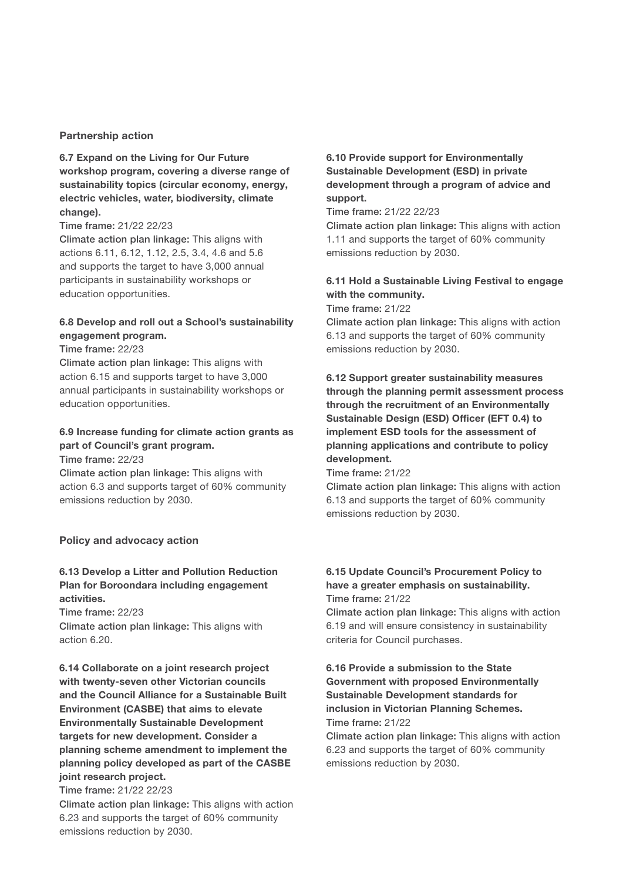### Partnership action

**6.7 Expand on the Living for Our Future workshop program, covering a diverse range of sustainability topics (circular economy, energy, electric vehicles, water, biodiversity, climate change).**

Time frame: 21/22 22/23

Climate action plan linkage: This aligns with actions 6.11, 6.12, 1.12, 2.5, 3.4, 4.6 and 5.6 and supports the target to have 3,000 annual participants in sustainability workshops or education opportunities.

**6.8 Develop and roll out a School's sustainability engagement program.**

Time frame: 22/23

Climate action plan linkage: This aligns with action 6.15 and supports target to have 3,000 annual participants in sustainability workshops or education opportunities.

**6.9 Increase funding for climate action grants as part of Council's grant program.**

Time frame: 22/23

Climate action plan linkage: This aligns with action 6.3 and supports target of 60% community emissions reduction by 2030.

**6.10 Provide support for Environmentally Sustainable Development (ESD) in private development through a program of advice and support.**

Time frame: 21/22 22/23

Climate action plan linkage: This aligns with action 1.11 and supports the target of 60% community emissions reduction by 2030.

**6.11 Hold a Sustainable Living Festival to engage with the community.**

Time frame: 21/22

Climate action plan linkage: This aligns with action 6.13 and supports the target of 60% community emissions reduction by 2030.

**6.12 Support greater sustainability measures through the planning permit assessment process through the recruitment of an Environmentally Sustainable Design (ESD) Officer (EFT 0.4) to implement ESD tools for the assessment of planning applications and contribute to policy development.**

Time frame: 21/22

Climate action plan linkage: This aligns with action 6.13 and supports the target of 60% community emissions reduction by 2030.

### Policy and advocacy action

**6.13 Develop a Litter and Pollution Reduction Plan for Boroondara including engagement activities.**

Time frame: 22/23

Climate action plan linkage: This aligns with action 6.20.

**6.14 Collaborate on a joint research project with twenty-seven other Victorian councils and the Council Alliance for a Sustainable Built Environment (CASBE) that aims to elevate Environmentally Sustainable Development targets for new development. Consider a planning scheme amendment to implement the planning policy developed as part of the CASBE joint research project.**

Time frame: 21/22 22/23

Climate action plan linkage: This aligns with action 6.23 and supports the target of 60% community emissions reduction by 2030.

**6.15 Update Council's Procurement Policy to have a greater emphasis on sustainability.**

Time frame: 21/22

Climate action plan linkage: This aligns with action 6.19 and will ensure consistency in sustainability criteria for Council purchases.

**6.16 Provide a submission to the State Government with proposed Environmentally Sustainable Development standards for inclusion in Victorian Planning Schemes.**

Time frame: 21/22

Climate action plan linkage: This aligns with action 6.23 and supports the target of 60% community emissions reduction by 2030.